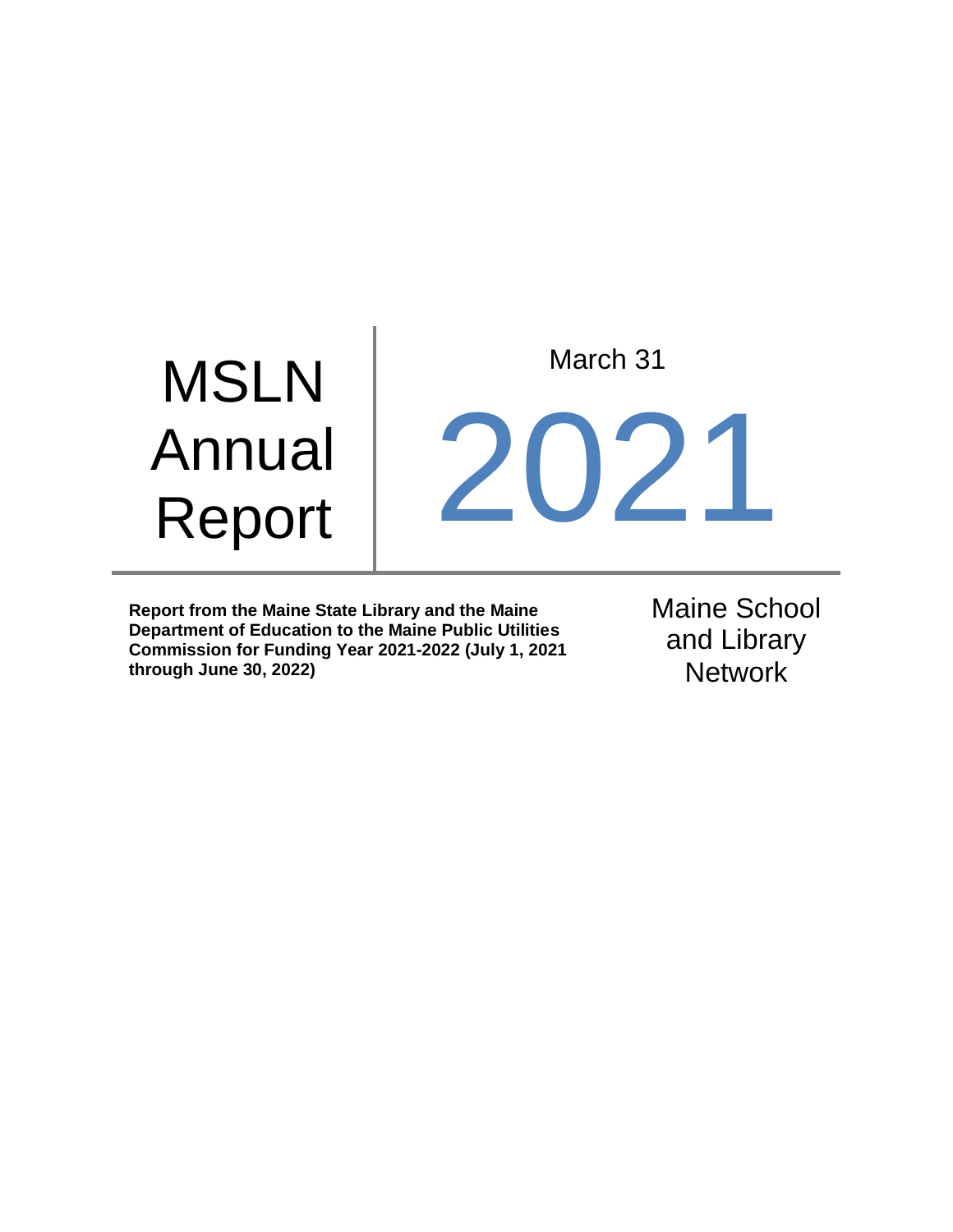# MSLN Annual Report

March 31

# 2021

**Report from the Maine State Library and the Maine Department of Education to the Maine Public Utilities Commission for Funding Year 2021-2022 (July 1, 2021 through June 30, 2022)**

Maine School and Library Network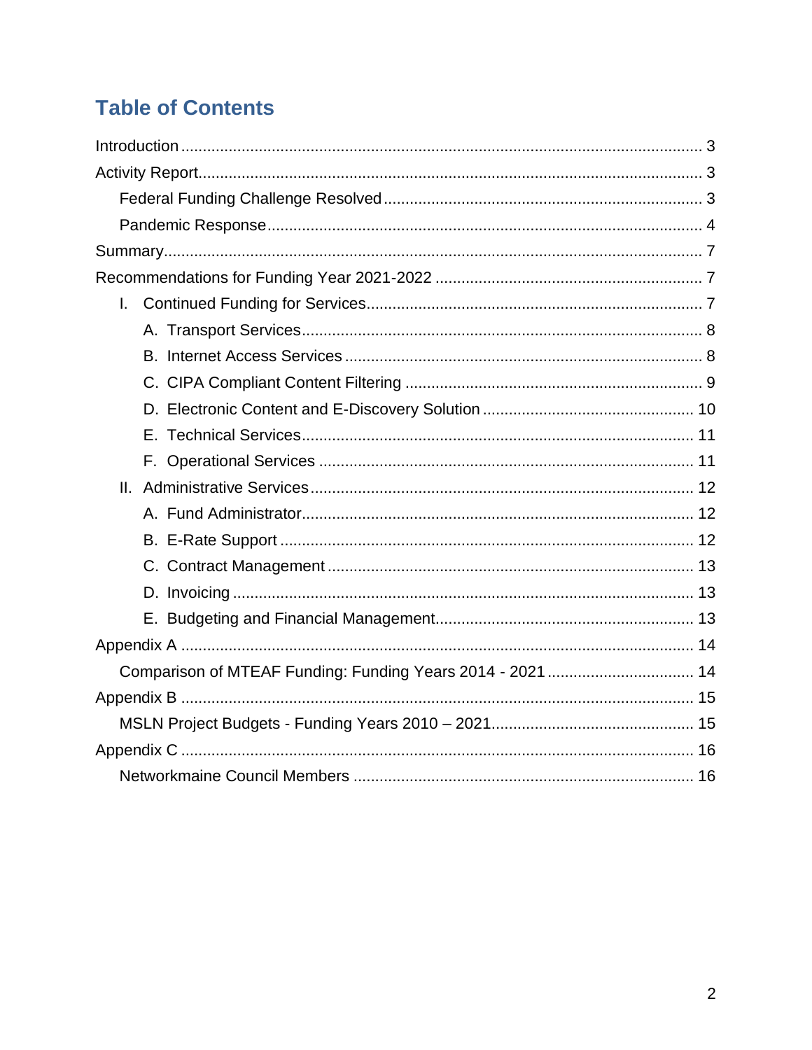## Table of Contents

- Introduction ... 3
- Activity Report ... 3
  - Federal Funding Challenge Resolved ... 3
  - Pandemic Response ... 4
- Summary ... 7
- Recommendations for Funding Year 2021-2022 ... 7
  - I. Continued Funding for Services ... 7
    - A. Transport Services ... 8
    - B. Internet Access Services ... 8
    - C. CIPA Compliant Content Filtering ... 9
    - D. Electronic Content and E-Discovery Solution ... 10
    - E. Technical Services ... 11
    - F. Operational Services ... 11
  - II. Administrative Services ... 12
    - A. Fund Administrator ... 12
    - B. E-Rate Support ... 12
    - C. Contract Management ... 13
    - D. Invoicing ... 13
    - E. Budgeting and Financial Management ... 13
- Appendix A ... 14
  - Comparison of MTEAF Funding: Funding Years 2014 - 2021 ... 14
- Appendix B ... 15
  - MSLN Project Budgets - Funding Years 2010 – 2021 ... 15
- Appendix C ... 16
  - Networkmaine Council Members ... 16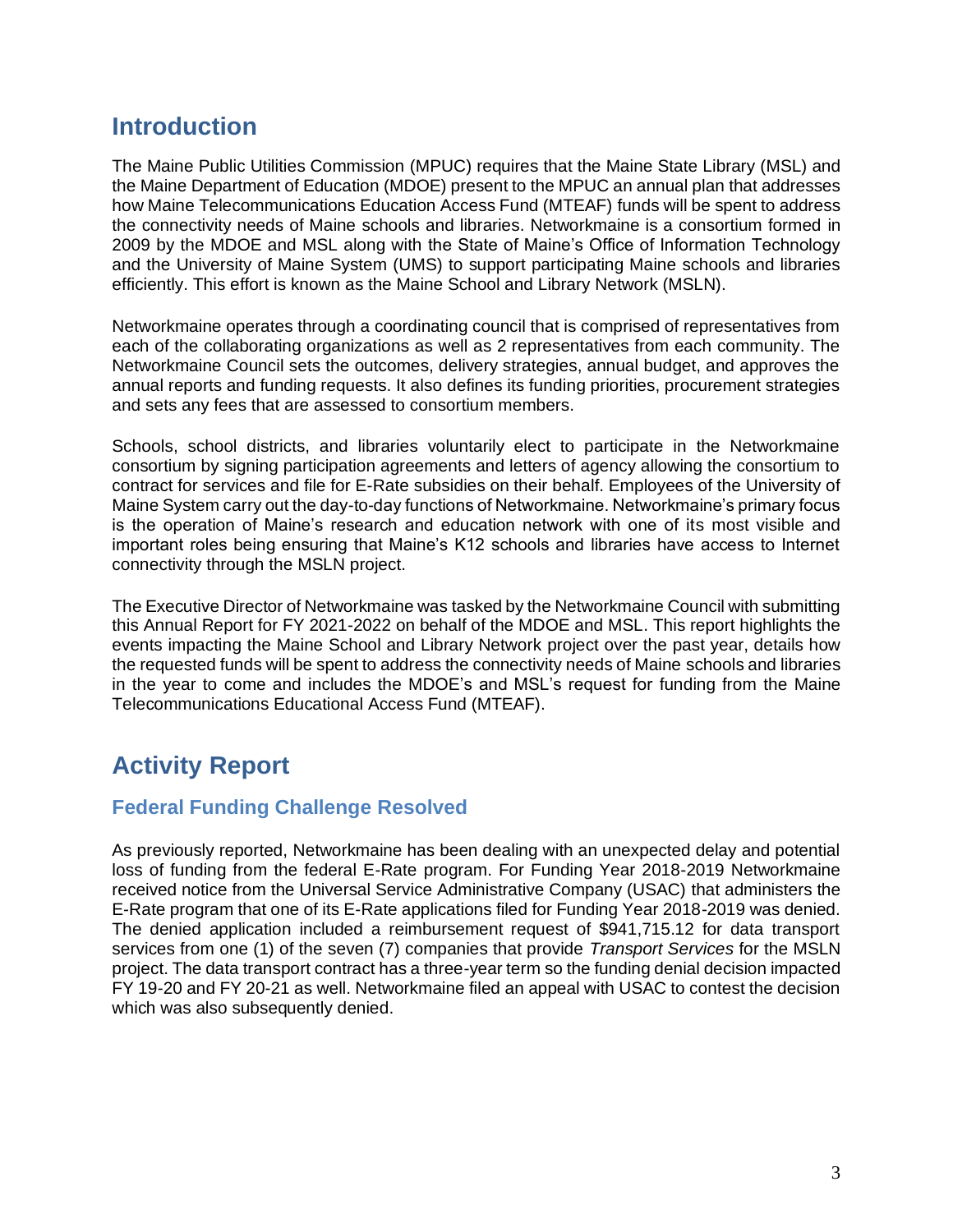# Introduction

The Maine Public Utilities Commission (MPUC) requires that the Maine State Library (MSL) and the Maine Department of Education (MDOE) present to the MPUC an annual plan that addresses how Maine Telecommunications Education Access Fund (MTEAF) funds will be spent to address the connectivity needs of Maine schools and libraries. Networkmaine is a consortium formed in 2009 by the MDOE and MSL along with the State of Maine's Office of Information Technology and the University of Maine System (UMS) to support participating Maine schools and libraries efficiently. This effort is known as the Maine School and Library Network (MSLN).

Networkmaine operates through a coordinating council that is comprised of representatives from each of the collaborating organizations as well as 2 representatives from each community. The Networkmaine Council sets the outcomes, delivery strategies, annual budget, and approves the annual reports and funding requests. It also defines its funding priorities, procurement strategies and sets any fees that are assessed to consortium members.

Schools, school districts, and libraries voluntarily elect to participate in the Networkmaine consortium by signing participation agreements and letters of agency allowing the consortium to contract for services and file for E-Rate subsidies on their behalf. Employees of the University of Maine System carry out the day-to-day functions of Networkmaine. Networkmaine's primary focus is the operation of Maine's research and education network with one of its most visible and important roles being ensuring that Maine's K12 schools and libraries have access to Internet connectivity through the MSLN project.

The Executive Director of Networkmaine was tasked by the Networkmaine Council with submitting this Annual Report for FY 2021-2022 on behalf of the MDOE and MSL. This report highlights the events impacting the Maine School and Library Network project over the past year, details how the requested funds will be spent to address the connectivity needs of Maine schools and libraries in the year to come and includes the MDOE's and MSL's request for funding from the Maine Telecommunications Educational Access Fund (MTEAF).

# Activity Report

## Federal Funding Challenge Resolved

As previously reported, Networkmaine has been dealing with an unexpected delay and potential loss of funding from the federal E-Rate program. For Funding Year 2018-2019 Networkmaine received notice from the Universal Service Administrative Company (USAC) that administers the E-Rate program that one of its E-Rate applications filed for Funding Year 2018-2019 was denied. The denied application included a reimbursement request of $941,715.12 for data transport services from one (1) of the seven (7) companies that provide *Transport Services* for the MSLN project. The data transport contract has a three-year term so the funding denial decision impacted FY 19-20 and FY 20-21 as well. Networkmaine filed an appeal with USAC to contest the decision which was also subsequently denied.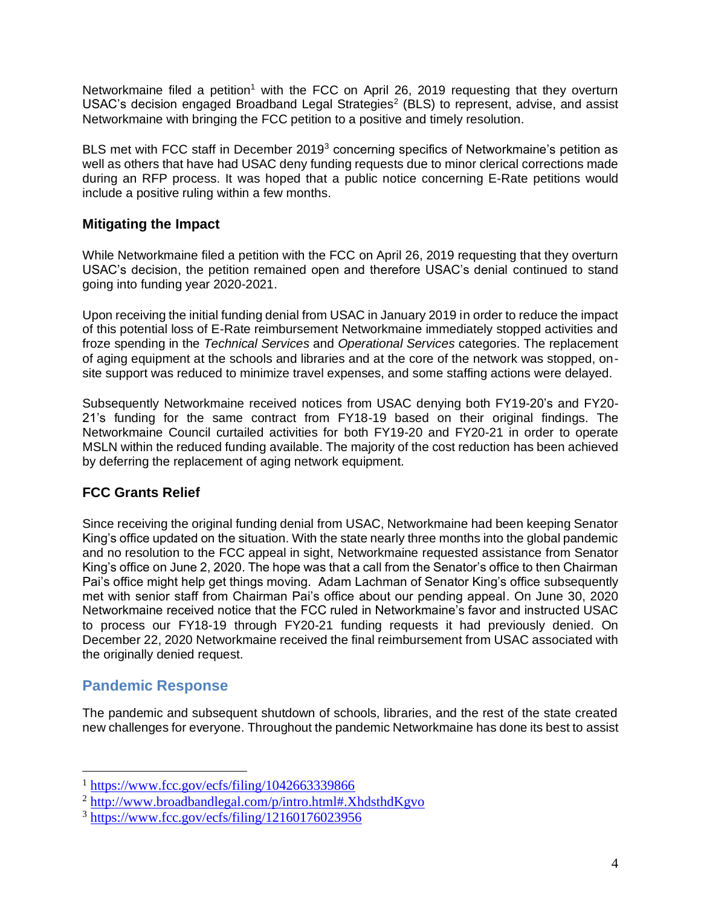Networkmaine filed a petition[1] with the FCC on April 26, 2019 requesting that they overturn USAC's decision engaged Broadband Legal Strategies[2] (BLS) to represent, advise, and assist Networkmaine with bringing the FCC petition to a positive and timely resolution.

BLS met with FCC staff in December 2019[3] concerning specifics of Networkmaine's petition as well as others that have had USAC deny funding requests due to minor clerical corrections made during an RFP process. It was hoped that a public notice concerning E-Rate petitions would include a positive ruling within a few months.

### Mitigating the Impact

While Networkmaine filed a petition with the FCC on April 26, 2019 requesting that they overturn USAC's decision, the petition remained open and therefore USAC's denial continued to stand going into funding year 2020-2021.

Upon receiving the initial funding denial from USAC in January 2019 in order to reduce the impact of this potential loss of E-Rate reimbursement Networkmaine immediately stopped activities and froze spending in the *Technical Services* and *Operational Services* categories. The replacement of aging equipment at the schools and libraries and at the core of the network was stopped, on-site support was reduced to minimize travel expenses, and some staffing actions were delayed.

Subsequently Networkmaine received notices from USAC denying both FY19-20's and FY20-21's funding for the same contract from FY18-19 based on their original findings. The Networkmaine Council curtailed activities for both FY19-20 and FY20-21 in order to operate MSLN within the reduced funding available. The majority of the cost reduction has been achieved by deferring the replacement of aging network equipment.

### FCC Grants Relief

Since receiving the original funding denial from USAC, Networkmaine had been keeping Senator King's office updated on the situation. With the state nearly three months into the global pandemic and no resolution to the FCC appeal in sight, Networkmaine requested assistance from Senator King's office on June 2, 2020. The hope was that a call from the Senator's office to then Chairman Pai's office might help get things moving. Adam Lachman of Senator King's office subsequently met with senior staff from Chairman Pai's office about our pending appeal. On June 30, 2020 Networkmaine received notice that the FCC ruled in Networkmaine's favor and instructed USAC to process our FY18-19 through FY20-21 funding requests it had previously denied. On December 22, 2020 Networkmaine received the final reimbursement from USAC associated with the originally denied request.

## Pandemic Response

The pandemic and subsequent shutdown of schools, libraries, and the rest of the state created new challenges for everyone. Throughout the pandemic Networkmaine has done its best to assist

---

[1] https://www.fcc.gov/ecfs/filing/1042663339866

[2] http://www.broadbandlegal.com/p/intro.html#.XhdsthdKgvo

[3] https://www.fcc.gov/ecfs/filing/12160176023956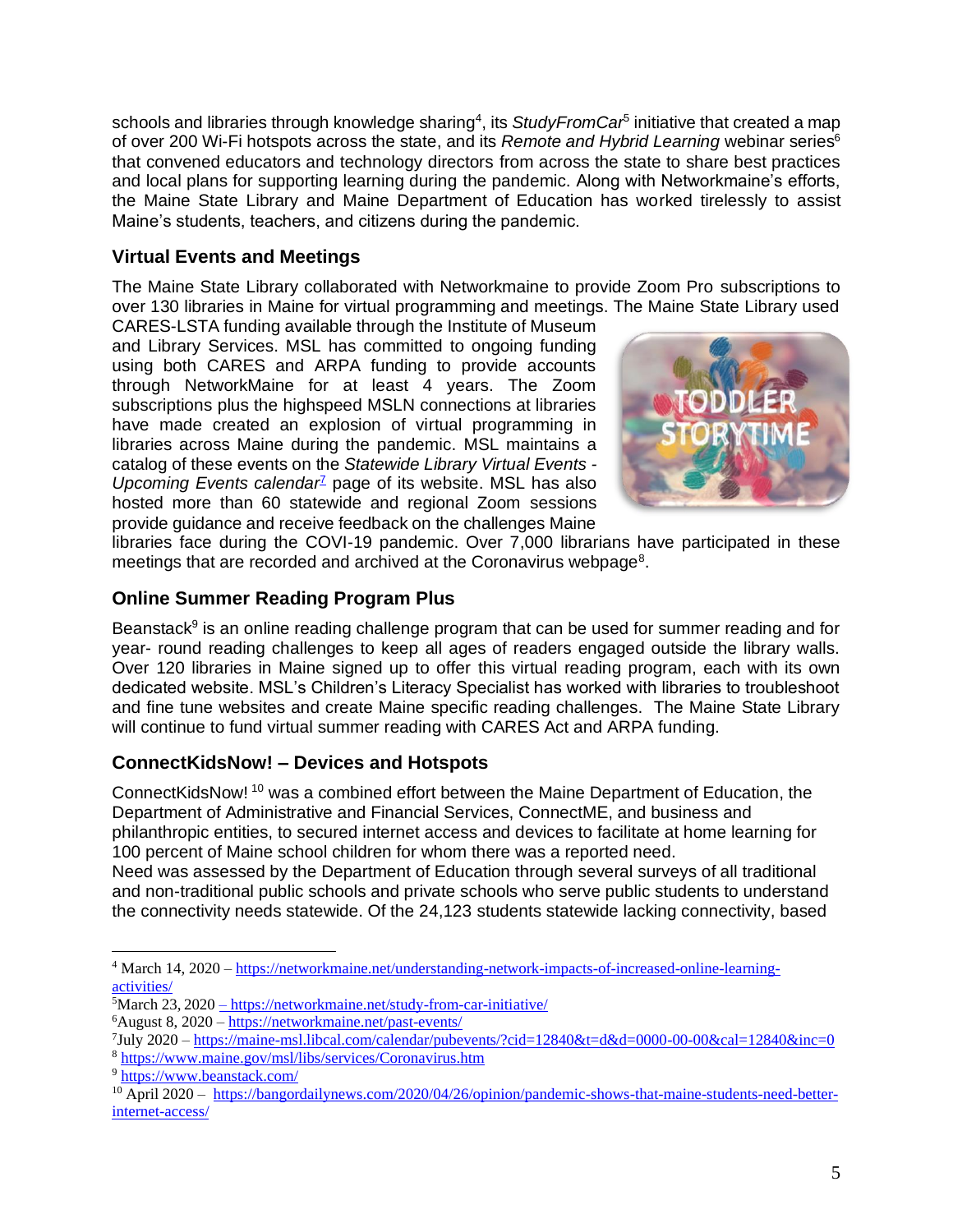schools and libraries through knowledge sharing[4], its *StudyFromCar*[5] initiative that created a map of over 200 Wi-Fi hotspots across the state, and its *Remote and Hybrid Learning* webinar series[6] that convened educators and technology directors from across the state to share best practices and local plans for supporting learning during the pandemic. Along with Networkmaine's efforts, the Maine State Library and Maine Department of Education has worked tirelessly to assist Maine's students, teachers, and citizens during the pandemic.

### Virtual Events and Meetings

The Maine State Library collaborated with Networkmaine to provide Zoom Pro subscriptions to over 130 libraries in Maine for virtual programming and meetings. The Maine State Library used CARES-LSTA funding available through the Institute of Museum and Library Services. MSL has committed to ongoing funding using both CARES and ARPA funding to provide accounts through NetworkMaine for at least 4 years. The Zoom subscriptions plus the highspeed MSLN connections at libraries have made created an explosion of virtual programming in libraries across Maine during the pandemic. MSL maintains a catalog of these events on the *Statewide Library Virtual Events - Upcoming Events calendar*[7] page of its website. MSL has also hosted more than 60 statewide and regional Zoom sessions provide guidance and receive feedback on the challenges Maine libraries face during the COVI-19 pandemic. Over 7,000 librarians have participated in these meetings that are recorded and archived at the Coronavirus webpage[8].

### Online Summer Reading Program Plus

Beanstack[9] is an online reading challenge program that can be used for summer reading and for year- round reading challenges to keep all ages of readers engaged outside the library walls. Over 120 libraries in Maine signed up to offer this virtual reading program, each with its own dedicated website. MSL's Children's Literacy Specialist has worked with libraries to troubleshoot and fine tune websites and create Maine specific reading challenges. The Maine State Library will continue to fund virtual summer reading with CARES Act and ARPA funding.

### ConnectKidsNow! – Devices and Hotspots

ConnectKidsNow! [10] was a combined effort between the Maine Department of Education, the Department of Administrative and Financial Services, ConnectME, and business and philanthropic entities, to secured internet access and devices to facilitate at home learning for 100 percent of Maine school children for whom there was a reported need.
Need was assessed by the Department of Education through several surveys of all traditional and non-traditional public schools and private schools who serve public students to understand the connectivity needs statewide. Of the 24,123 students statewide lacking connectivity, based

---

[4] March 14, 2020 – https://networkmaine.net/understanding-network-impacts-of-increased-online-learning-activities/
[5] March 23, 2020 – https://networkmaine.net/study-from-car-initiative/
[6] August 8, 2020 – https://networkmaine.net/past-events/
[7] July 2020 – https://maine-msl.libcal.com/calendar/pubevents/?cid=12840&t=d&d=0000-00-00&cal=12840&inc=0
[8] https://www.maine.gov/msl/libs/services/Coronavirus.htm
[9] https://www.beanstack.com/
[10] April 2020 – https://bangordailynews.com/2020/04/26/opinion/pandemic-shows-that-maine-students-need-better-internet-access/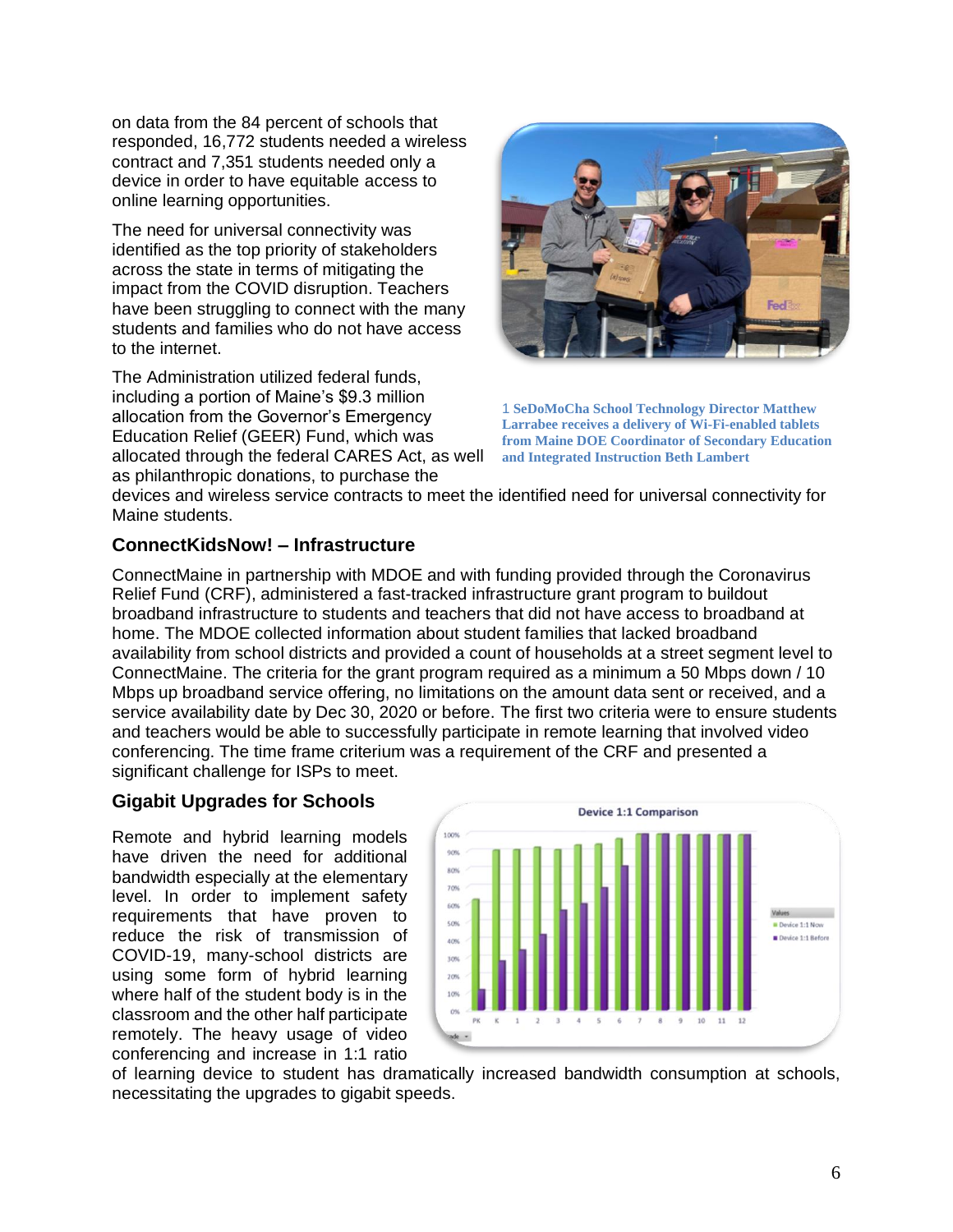on data from the 84 percent of schools that responded, 16,772 students needed a wireless contract and 7,351 students needed only a device in order to have equitable access to online learning opportunities.

The need for universal connectivity was identified as the top priority of stakeholders across the state in terms of mitigating the impact from the COVID disruption. Teachers have been struggling to connect with the many students and families who do not have access to the internet.

1 SeDoMoCha School Technology Director Matthew Larrabee receives a delivery of Wi-Fi-enabled tablets from Maine DOE Coordinator of Secondary Education and Integrated Instruction Beth Lambert

The Administration utilized federal funds, including a portion of Maine's $9.3 million allocation from the Governor's Emergency Education Relief (GEER) Fund, which was allocated through the federal CARES Act, as well as philanthropic donations, to purchase the devices and wireless service contracts to meet the identified need for universal connectivity for Maine students.

### ConnectKidsNow! – Infrastructure

ConnectMaine in partnership with MDOE and with funding provided through the Coronavirus Relief Fund (CRF), administered a fast-tracked infrastructure grant program to buildout broadband infrastructure to students and teachers that did not have access to broadband at home. The MDOE collected information about student families that lacked broadband availability from school districts and provided a count of households at a street segment level to ConnectMaine. The criteria for the grant program required as a minimum a 50 Mbps down / 10 Mbps up broadband service offering, no limitations on the amount data sent or received, and a service availability date by Dec 30, 2020 or before. The first two criteria were to ensure students and teachers would be able to successfully participate in remote learning that involved video conferencing. The time frame criterium was a requirement of the CRF and presented a significant challenge for ISPs to meet.

### Gigabit Upgrades for Schools

Remote and hybrid learning models have driven the need for additional bandwidth especially at the elementary level. In order to implement safety requirements that have proven to reduce the risk of transmission of COVID-19, many-school districts are using some form of hybrid learning where half of the student body is in the classroom and the other half participate remotely. The heavy usage of video conferencing and increase in 1:1 ratio of learning device to student has dramatically increased bandwidth consumption at schools, necessitating the upgrades to gigabit speeds.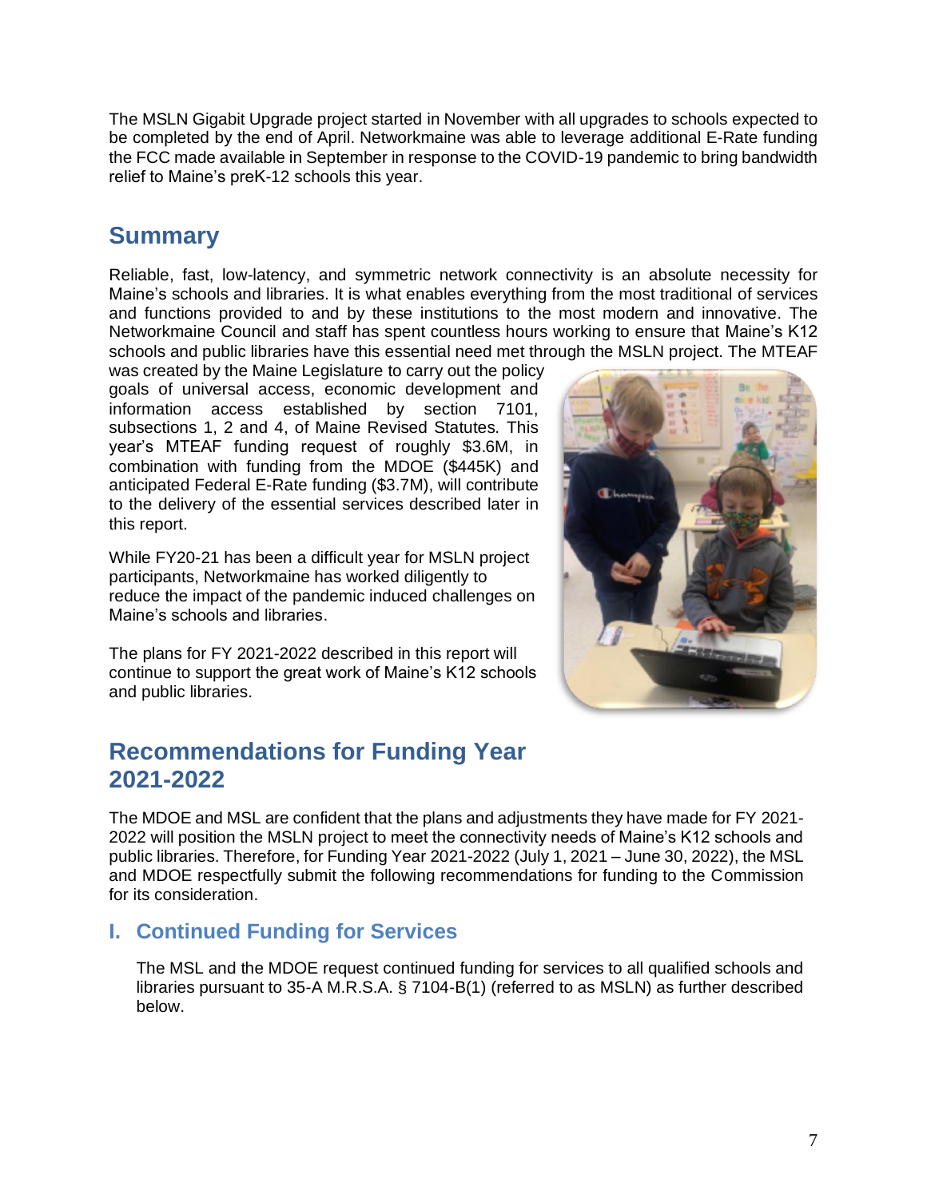The MSLN Gigabit Upgrade project started in November with all upgrades to schools expected to be completed by the end of April. Networkmaine was able to leverage additional E-Rate funding the FCC made available in September in response to the COVID-19 pandemic to bring bandwidth relief to Maine's preK-12 schools this year.

## Summary

Reliable, fast, low-latency, and symmetric network connectivity is an absolute necessity for Maine's schools and libraries. It is what enables everything from the most traditional of services and functions provided to and by these institutions to the most modern and innovative. The Networkmaine Council and staff has spent countless hours working to ensure that Maine's K12 schools and public libraries have this essential need met through the MSLN project. The MTEAF was created by the Maine Legislature to carry out the policy goals of universal access, economic development and information access established by section 7101, subsections 1, 2 and 4, of Maine Revised Statutes. This year's MTEAF funding request of roughly $3.6M, in combination with funding from the MDOE ($445K) and anticipated Federal E-Rate funding ($3.7M), will contribute to the delivery of the essential services described later in this report.

While FY20-21 has been a difficult year for MSLN project participants, Networkmaine has worked diligently to reduce the impact of the pandemic induced challenges on Maine's schools and libraries.

The plans for FY 2021-2022 described in this report will continue to support the great work of Maine's K12 schools and public libraries.

## Recommendations for Funding Year 2021-2022

The MDOE and MSL are confident that the plans and adjustments they have made for FY 2021-2022 will position the MSLN project to meet the connectivity needs of Maine's K12 schools and public libraries. Therefore, for Funding Year 2021-2022 (July 1, 2021 – June 30, 2022), the MSL and MDOE respectfully submit the following recommendations for funding to the Commission for its consideration.

### I. Continued Funding for Services

The MSL and the MDOE request continued funding for services to all qualified schools and libraries pursuant to 35-A M.R.S.A. § 7104-B(1) (referred to as MSLN) as further described below.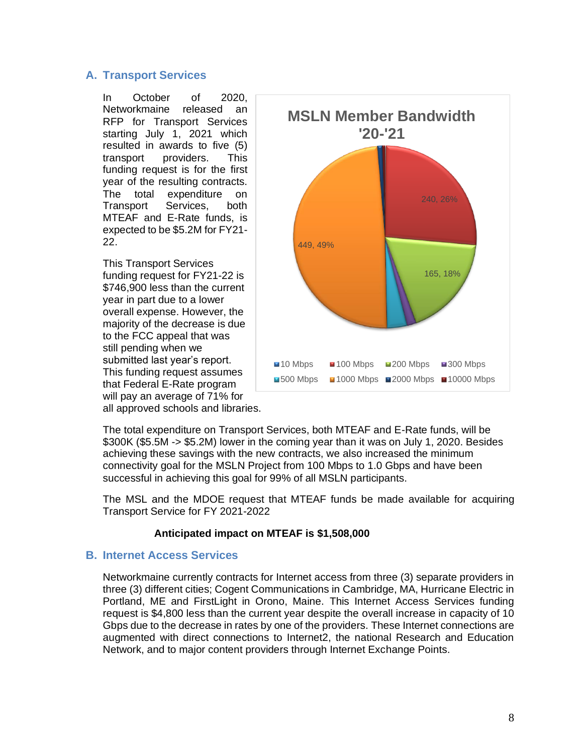## A. Transport Services

In October of 2020, Networkmaine released an RFP for Transport Services starting July 1, 2021 which resulted in awards to five (5) transport providers. This funding request is for the first year of the resulting contracts. The total expenditure on Transport Services, both MTEAF and E-Rate funds, is expected to be $5.2M for FY21-22.

This Transport Services funding request for FY21-22 is $746,900 less than the current year in part due to a lower overall expense. However, the majority of the decrease is due to the FCC appeal that was still pending when we submitted last year's report. This funding request assumes that Federal E-Rate program will pay an average of 71% for all approved schools and libraries.

**MSLN Member Bandwidth '20-'21**

| Bandwidth | Members, Share |
|---|---|
| 100 Mbps | 240, 26% |
| 200 Mbps | 165, 18% |
| 1000 Mbps | 449, 49% |

Legend: 10 Mbps, 100 Mbps, 200 Mbps, 300 Mbps, 500 Mbps, 1000 Mbps, 2000 Mbps, 10000 Mbps

The total expenditure on Transport Services, both MTEAF and E-Rate funds, will be $300K ($5.5M -> $5.2M) lower in the coming year than it was on July 1, 2020. Besides achieving these savings with the new contracts, we also increased the minimum connectivity goal for the MSLN Project from 100 Mbps to 1.0 Gbps and have been successful in achieving this goal for 99% of all MSLN participants.

The MSL and the MDOE request that MTEAF funds be made available for acquiring Transport Service for FY 2021-2022

**Anticipated impact on MTEAF is $1,508,000**

## B. Internet Access Services

Networkmaine currently contracts for Internet access from three (3) separate providers in three (3) different cities; Cogent Communications in Cambridge, MA, Hurricane Electric in Portland, ME and FirstLight in Orono, Maine. This Internet Access Services funding request is $4,800 less than the current year despite the overall increase in capacity of 10 Gbps due to the decrease in rates by one of the providers. These Internet connections are augmented with direct connections to Internet2, the national Research and Education Network, and to major content providers through Internet Exchange Points.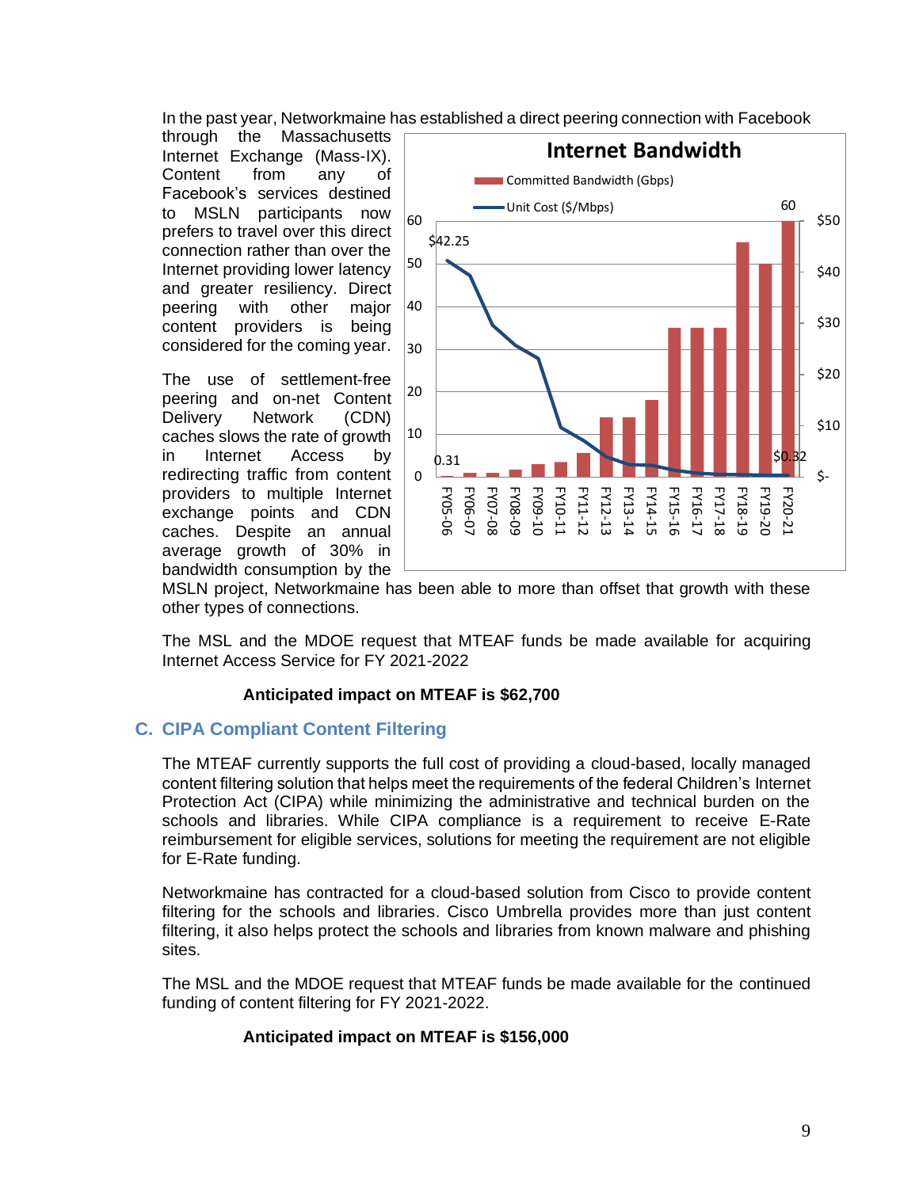In the past year, Networkmaine has established a direct peering connection with Facebook through the Massachusetts Internet Exchange (Mass-IX). Content from any of Facebook's services destined to MSLN participants now prefers to travel over this direct connection rather than over the Internet providing lower latency and greater resiliency. Direct peering with other major content providers is being considered for the coming year.

The use of settlement-free peering and on-net Content Delivery Network (CDN) caches slows the rate of growth in Internet Access by redirecting traffic from content providers to multiple Internet exchange points and CDN caches. Despite an annual average growth of 30% in bandwidth consumption by the MSLN project, Networkmaine has been able to more than offset that growth with these other types of connections.

The MSL and the MDOE request that MTEAF funds be made available for acquiring Internet Access Service for FY 2021-2022

**Anticipated impact on MTEAF is $62,700**

## C. CIPA Compliant Content Filtering

The MTEAF currently supports the full cost of providing a cloud-based, locally managed content filtering solution that helps meet the requirements of the federal Children's Internet Protection Act (CIPA) while minimizing the administrative and technical burden on the schools and libraries. While CIPA compliance is a requirement to receive E-Rate reimbursement for eligible services, solutions for meeting the requirement are not eligible for E-Rate funding.

Networkmaine has contracted for a cloud-based solution from Cisco to provide content filtering for the schools and libraries. Cisco Umbrella provides more than just content filtering, it also helps protect the schools and libraries from known malware and phishing sites.

The MSL and the MDOE request that MTEAF funds be made available for the continued funding of content filtering for FY 2021-2022.

**Anticipated impact on MTEAF is $156,000**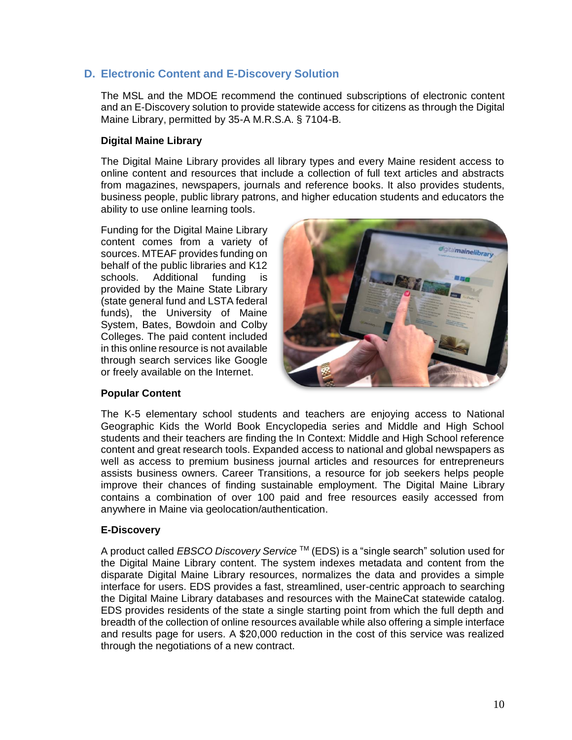## D. Electronic Content and E-Discovery Solution

The MSL and the MDOE recommend the continued subscriptions of electronic content and an E-Discovery solution to provide statewide access for citizens as through the Digital Maine Library, permitted by 35-A M.R.S.A. § 7104-B.

**Digital Maine Library**

The Digital Maine Library provides all library types and every Maine resident access to online content and resources that include a collection of full text articles and abstracts from magazines, newspapers, journals and reference books. It also provides students, business people, public library patrons, and higher education students and educators the ability to use online learning tools.

Funding for the Digital Maine Library content comes from a variety of sources. MTEAF provides funding on behalf of the public libraries and K12 schools. Additional funding is provided by the Maine State Library (state general fund and LSTA federal funds), the University of Maine System, Bates, Bowdoin and Colby Colleges. The paid content included in this online resource is not available through search services like Google or freely available on the Internet.

**Popular Content**

The K-5 elementary school students and teachers are enjoying access to National Geographic Kids the World Book Encyclopedia series and Middle and High School students and their teachers are finding the In Context: Middle and High School reference content and great research tools. Expanded access to national and global newspapers as well as access to premium business journal articles and resources for entrepreneurs assists business owners. Career Transitions, a resource for job seekers helps people improve their chances of finding sustainable employment. The Digital Maine Library contains a combination of over 100 paid and free resources easily accessed from anywhere in Maine via geolocation/authentication.

**E-Discovery**

A product called *EBSCO Discovery Service* ™ (EDS) is a "single search" solution used for the Digital Maine Library content. The system indexes metadata and content from the disparate Digital Maine Library resources, normalizes the data and provides a simple interface for users. EDS provides a fast, streamlined, user-centric approach to searching the Digital Maine Library databases and resources with the MaineCat statewide catalog. EDS provides residents of the state a single starting point from which the full depth and breadth of the collection of online resources available while also offering a simple interface and results page for users. A $20,000 reduction in the cost of this service was realized through the negotiations of a new contract.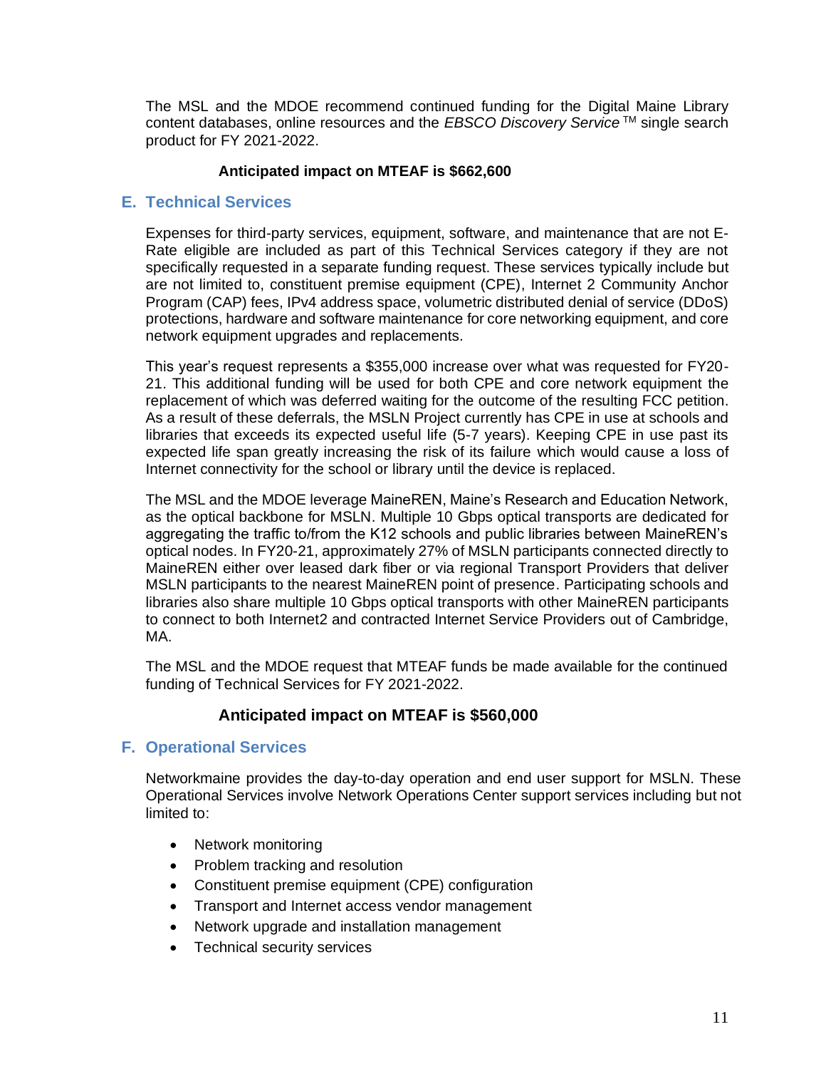The MSL and the MDOE recommend continued funding for the Digital Maine Library content databases, online resources and the *EBSCO Discovery Service* ™ single search product for FY 2021-2022.

**Anticipated impact on MTEAF is $662,600**

## E. Technical Services

Expenses for third-party services, equipment, software, and maintenance that are not E-Rate eligible are included as part of this Technical Services category if they are not specifically requested in a separate funding request. These services typically include but are not limited to, constituent premise equipment (CPE), Internet 2 Community Anchor Program (CAP) fees, IPv4 address space, volumetric distributed denial of service (DDoS) protections, hardware and software maintenance for core networking equipment, and core network equipment upgrades and replacements.

This year's request represents a $355,000 increase over what was requested for FY20-21. This additional funding will be used for both CPE and core network equipment the replacement of which was deferred waiting for the outcome of the resulting FCC petition. As a result of these deferrals, the MSLN Project currently has CPE in use at schools and libraries that exceeds its expected useful life (5-7 years). Keeping CPE in use past its expected life span greatly increasing the risk of its failure which would cause a loss of Internet connectivity for the school or library until the device is replaced.

The MSL and the MDOE leverage MaineREN, Maine's Research and Education Network, as the optical backbone for MSLN. Multiple 10 Gbps optical transports are dedicated for aggregating the traffic to/from the K12 schools and public libraries between MaineREN's optical nodes. In FY20-21, approximately 27% of MSLN participants connected directly to MaineREN either over leased dark fiber or via regional Transport Providers that deliver MSLN participants to the nearest MaineREN point of presence. Participating schools and libraries also share multiple 10 Gbps optical transports with other MaineREN participants to connect to both Internet2 and contracted Internet Service Providers out of Cambridge, MA.

The MSL and the MDOE request that MTEAF funds be made available for the continued funding of Technical Services for FY 2021-2022.

**Anticipated impact on MTEAF is $560,000**

## F. Operational Services

Networkmaine provides the day-to-day operation and end user support for MSLN. These Operational Services involve Network Operations Center support services including but not limited to:

- Network monitoring
- Problem tracking and resolution
- Constituent premise equipment (CPE) configuration
- Transport and Internet access vendor management
- Network upgrade and installation management
- Technical security services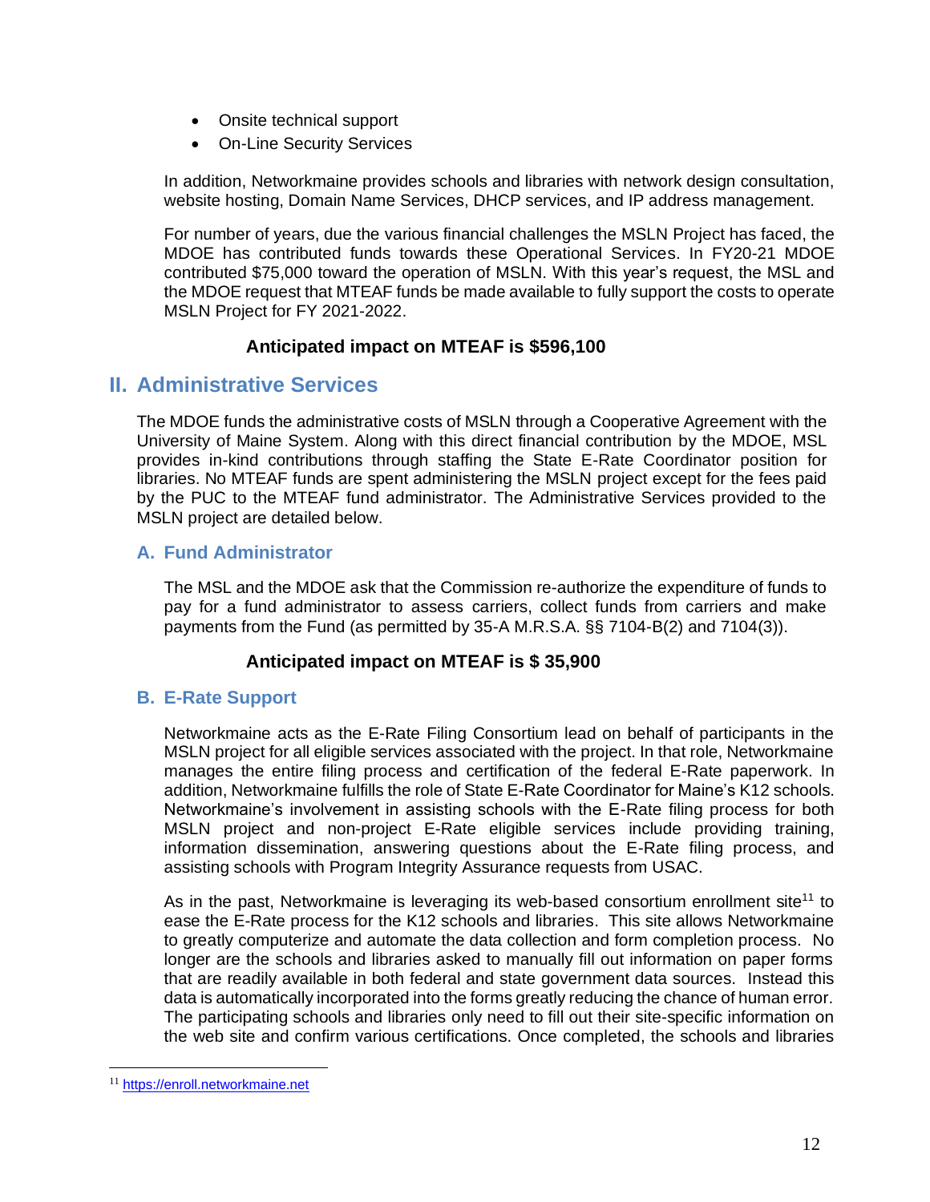- Onsite technical support
- On-Line Security Services

In addition, Networkmaine provides schools and libraries with network design consultation, website hosting, Domain Name Services, DHCP services, and IP address management.

For number of years, due the various financial challenges the MSLN Project has faced, the MDOE has contributed funds towards these Operational Services. In FY20-21 MDOE contributed $75,000 toward the operation of MSLN. With this year's request, the MSL and the MDOE request that MTEAF funds be made available to fully support the costs to operate MSLN Project for FY 2021-2022.

**Anticipated impact on MTEAF is $596,100**

## II. Administrative Services

The MDOE funds the administrative costs of MSLN through a Cooperative Agreement with the University of Maine System. Along with this direct financial contribution by the MDOE, MSL provides in-kind contributions through staffing the State E-Rate Coordinator position for libraries. No MTEAF funds are spent administering the MSLN project except for the fees paid by the PUC to the MTEAF fund administrator. The Administrative Services provided to the MSLN project are detailed below.

### A. Fund Administrator

The MSL and the MDOE ask that the Commission re-authorize the expenditure of funds to pay for a fund administrator to assess carriers, collect funds from carriers and make payments from the Fund (as permitted by 35-A M.R.S.A. §§ 7104-B(2) and 7104(3)).

**Anticipated impact on MTEAF is $ 35,900**

### B. E-Rate Support

Networkmaine acts as the E-Rate Filing Consortium lead on behalf of participants in the MSLN project for all eligible services associated with the project. In that role, Networkmaine manages the entire filing process and certification of the federal E-Rate paperwork. In addition, Networkmaine fulfills the role of State E-Rate Coordinator for Maine's K12 schools. Networkmaine's involvement in assisting schools with the E-Rate filing process for both MSLN project and non-project E-Rate eligible services include providing training, information dissemination, answering questions about the E-Rate filing process, and assisting schools with Program Integrity Assurance requests from USAC.

As in the past, Networkmaine is leveraging its web-based consortium enrollment site[11] to ease the E-Rate process for the K12 schools and libraries. This site allows Networkmaine to greatly computerize and automate the data collection and form completion process. No longer are the schools and libraries asked to manually fill out information on paper forms that are readily available in both federal and state government data sources. Instead this data is automatically incorporated into the forms greatly reducing the chance of human error. The participating schools and libraries only need to fill out their site-specific information on the web site and confirm various certifications. Once completed, the schools and libraries

[11] https://enroll.networkmaine.net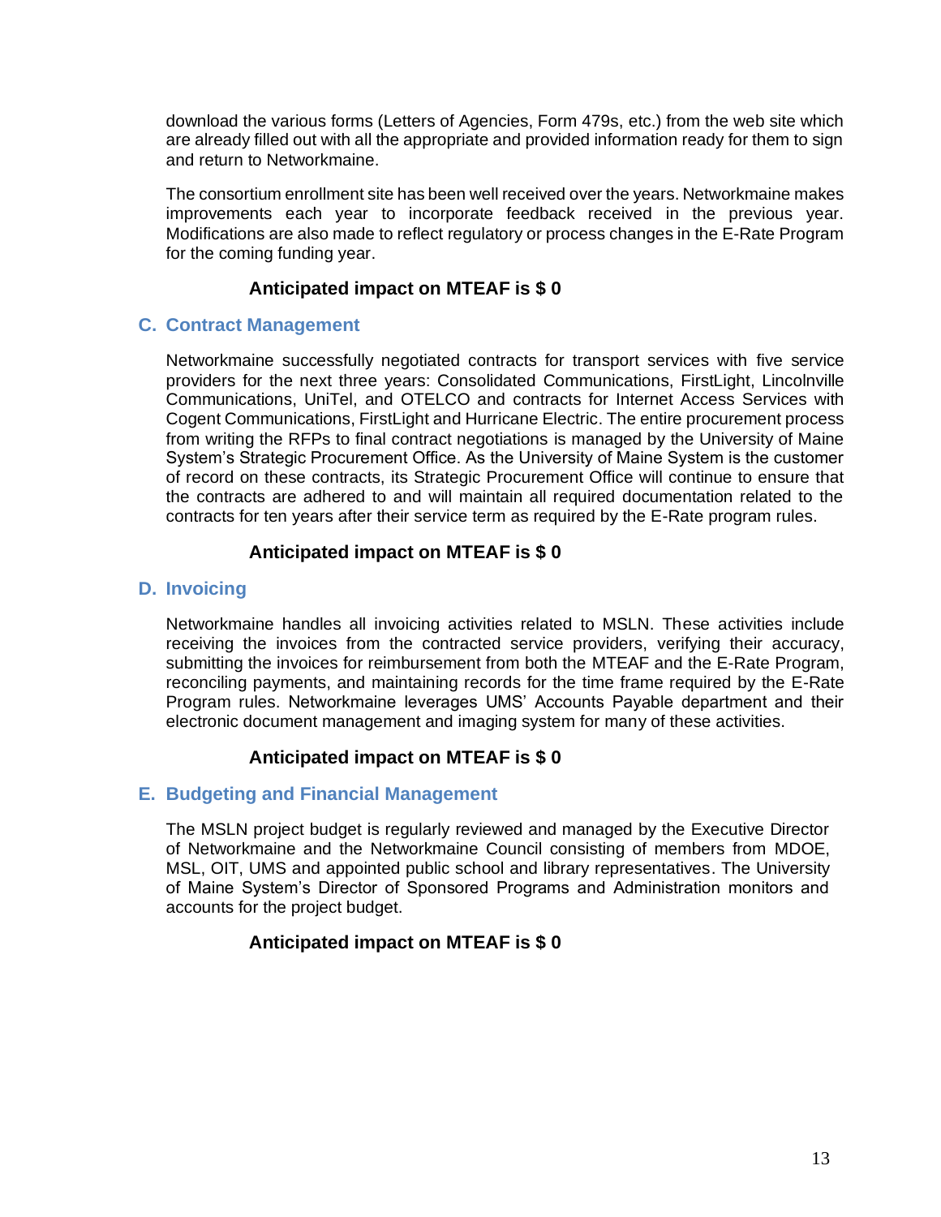download the various forms (Letters of Agencies, Form 479s, etc.) from the web site which are already filled out with all the appropriate and provided information ready for them to sign and return to Networkmaine.

The consortium enrollment site has been well received over the years. Networkmaine makes improvements each year to incorporate feedback received in the previous year. Modifications are also made to reflect regulatory or process changes in the E-Rate Program for the coming funding year.

**Anticipated impact on MTEAF is $ 0**

## C. Contract Management

Networkmaine successfully negotiated contracts for transport services with five service providers for the next three years: Consolidated Communications, FirstLight, Lincolnville Communications, UniTel, and OTELCO and contracts for Internet Access Services with Cogent Communications, FirstLight and Hurricane Electric. The entire procurement process from writing the RFPs to final contract negotiations is managed by the University of Maine System's Strategic Procurement Office. As the University of Maine System is the customer of record on these contracts, its Strategic Procurement Office will continue to ensure that the contracts are adhered to and will maintain all required documentation related to the contracts for ten years after their service term as required by the E-Rate program rules.

**Anticipated impact on MTEAF is $ 0**

## D. Invoicing

Networkmaine handles all invoicing activities related to MSLN. These activities include receiving the invoices from the contracted service providers, verifying their accuracy, submitting the invoices for reimbursement from both the MTEAF and the E-Rate Program, reconciling payments, and maintaining records for the time frame required by the E-Rate Program rules. Networkmaine leverages UMS' Accounts Payable department and their electronic document management and imaging system for many of these activities.

**Anticipated impact on MTEAF is $ 0**

## E. Budgeting and Financial Management

The MSLN project budget is regularly reviewed and managed by the Executive Director of Networkmaine and the Networkmaine Council consisting of members from MDOE, MSL, OIT, UMS and appointed public school and library representatives. The University of Maine System's Director of Sponsored Programs and Administration monitors and accounts for the project budget.

**Anticipated impact on MTEAF is $ 0**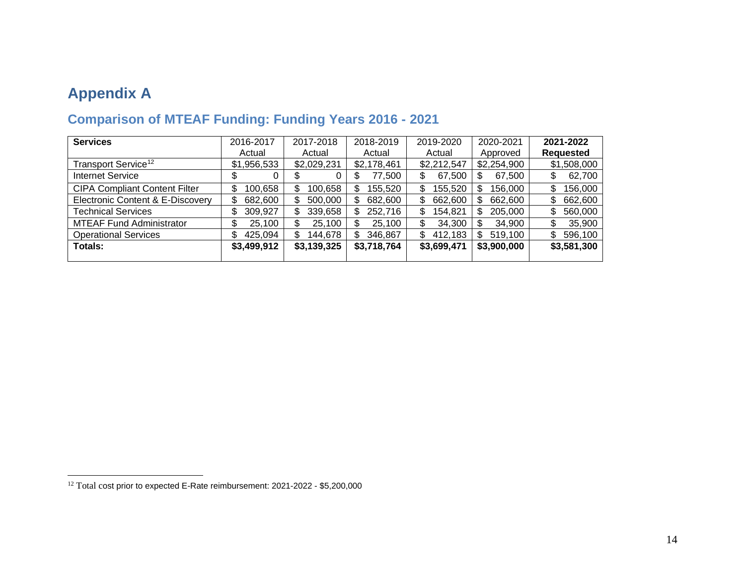# Appendix A

## Comparison of MTEAF Funding: Funding Years 2016 - 2021

| **Services** | 2016-2017 Actual | 2017-2018 Actual | 2018-2019 Actual | 2019-2020 Actual | 2020-2021 Approved | **2021-2022 Requested** |
|---|---|---|---|---|---|---|
| Transport Service[12] | $1,956,533 | $2,029,231 | $2,178,461 | $2,212,547 | $2,254,900 | $1,508,000 |
| Internet Service | $ 0 | $ 0 | $ 77,500 | $ 67,500 | $ 67,500 | $ 62,700 |
| CIPA Compliant Content Filter | $ 100,658 | $ 100,658 | $ 155,520 | $ 155,520 | $ 156,000 | $ 156,000 |
| Electronic Content & E-Discovery | $ 682,600 | $ 500,000 | $ 682,600 | $ 662,600 | $ 662,600 | $ 662,600 |
| Technical Services | $ 309,927 | $ 339,658 | $ 252,716 | $ 154,821 | $ 205,000 | $ 560,000 |
| MTEAF Fund Administrator | $ 25,100 | $ 25,100 | $ 25,100 | $ 34,300 | $ 34,900 | $ 35,900 |
| Operational Services | $ 425,094 | $ 144,678 | $ 346,867 | $ 412,183 | $ 519,100 | $ 596,100 |
| **Totals:** | **$3,499,912** | **$3,139,325** | **$3,718,764** | **$3,699,471** | **$3,900,000** | **$3,581,300** |

[12] Total cost prior to expected E-Rate reimbursement: 2021-2022 - $5,200,000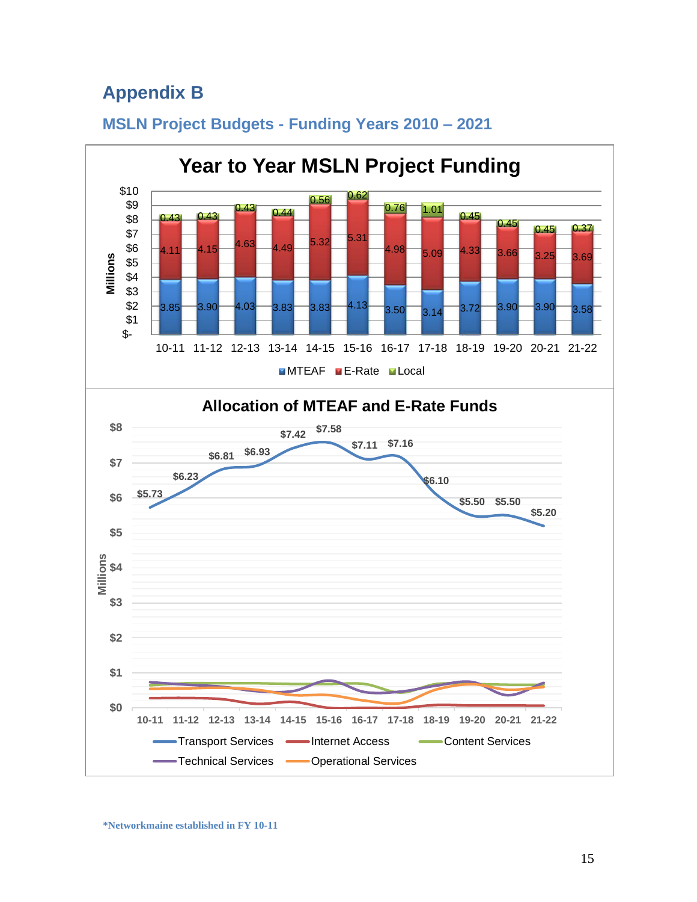# Appendix B

## MSLN Project Budgets - Funding Years 2010 – 2021

**Year to Year MSLN Project Funding**

| Year | MTEAF | E-Rate | Local |
|---|---|---|---|
| 10-11 | 3.85 | 4.11 | 0.43 |
| 11-12 | 3.90 | 4.15 | 0.43 |
| 12-13 | 4.03 | 4.63 | 0.43 |
| 13-14 | 3.83 | 4.49 | 0.44 |
| 14-15 | 3.83 | 5.32 | 0.56 |
| 15-16 | 4.13 | 5.31 | 0.62 |
| 16-17 | 3.50 | 4.98 | 0.76 |
| 17-18 | 3.14 | 5.09 | 1.01 |
| 18-19 | 3.72 | 4.33 | 0.45 |
| 19-20 | 3.90 | 3.66 | 0.45 |
| 20-21 | 3.90 | 3.25 | 0.45 |
| 21-22 | 3.58 | 3.69 | 0.37 |

(Millions)

**Allocation of MTEAF and E-Rate Funds**

| Year | Transport Services (Millions) |
|---|---|
| 10-11 | $5.73 |
| 11-12 | $6.23 |
| 12-13 | $6.81 |
| 13-14 | $6.93 |
| 14-15 | $7.42 |
| 15-16 | $7.58 |
| 16-17 | $7.11 |
| 17-18 | $7.16 |
| 18-19 | $6.10 |
| 19-20 | $5.50 |
| 20-21 | $5.50 |
| 21-22 | $5.20 |

Legend: Transport Services, Internet Access, Content Services, Technical Services, Operational Services

***Networkmaine established in FY 10-11**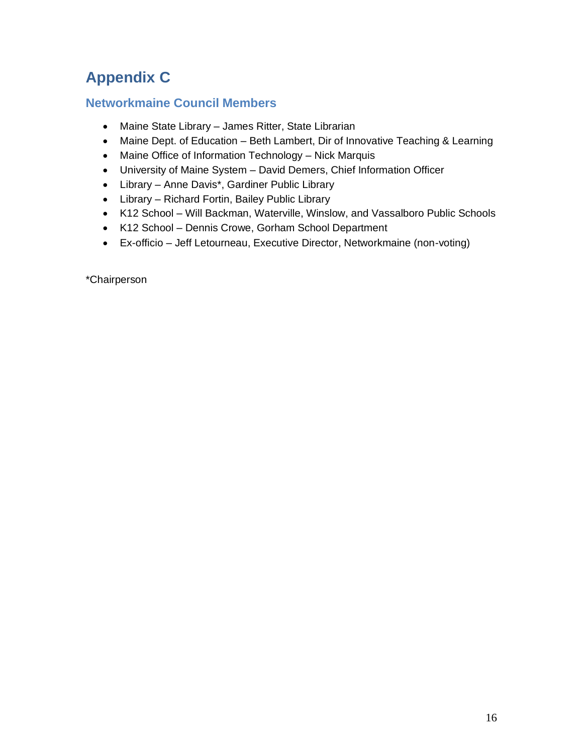# Appendix C

## Networkmaine Council Members

- Maine State Library – James Ritter, State Librarian
- Maine Dept. of Education – Beth Lambert, Dir of Innovative Teaching & Learning
- Maine Office of Information Technology – Nick Marquis
- University of Maine System – David Demers, Chief Information Officer
- Library – Anne Davis*, Gardiner Public Library
- Library – Richard Fortin, Bailey Public Library
- K12 School – Will Backman, Waterville, Winslow, and Vassalboro Public Schools
- K12 School – Dennis Crowe, Gorham School Department
- Ex-officio – Jeff Letourneau, Executive Director, Networkmaine (non-voting)

*Chairperson